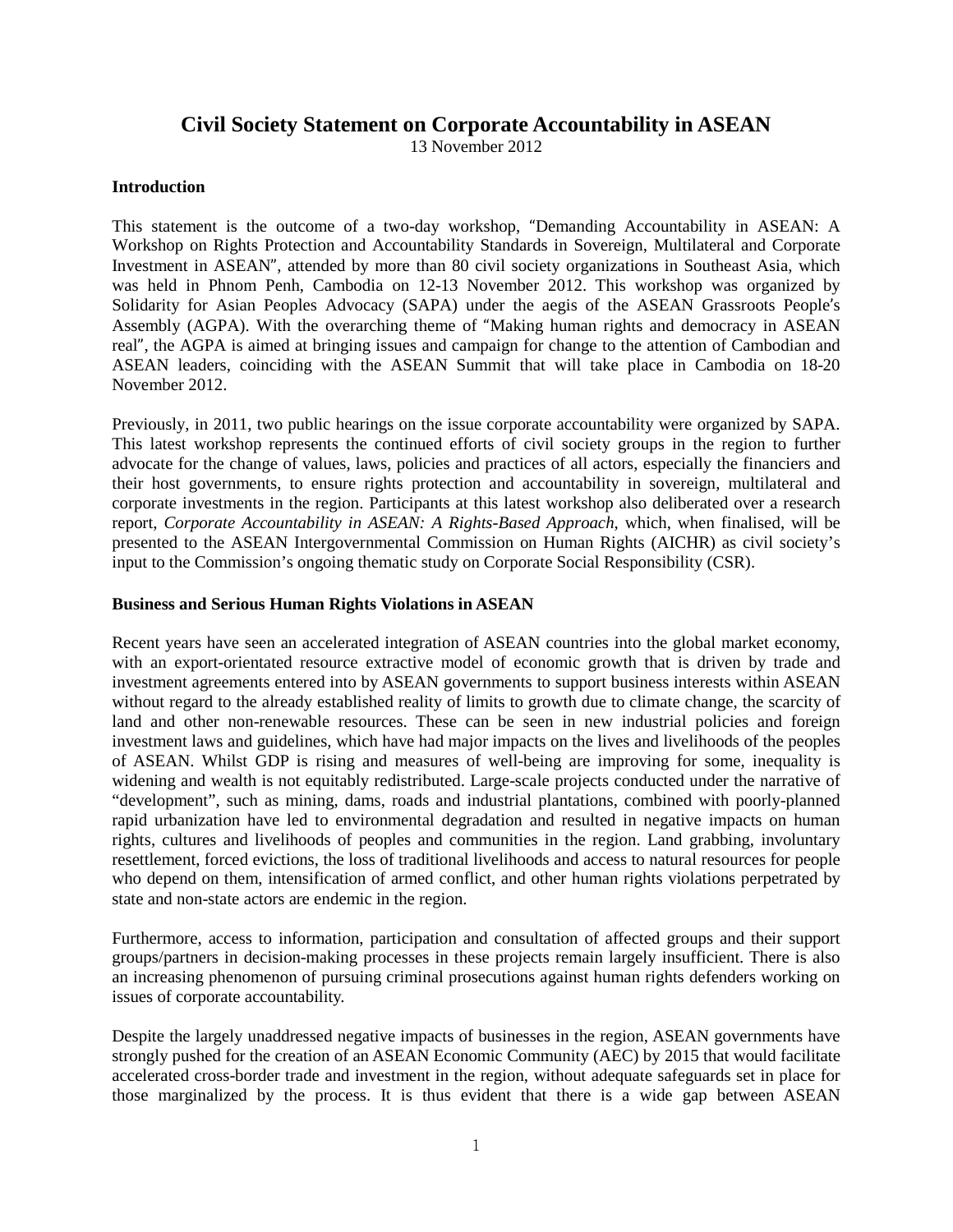# Civil Society Statement on Corporate Accountability in ASEAN

13 November 2012

## Introduction

This statement is the outcome of a two-day workshop, "Demanding Accountability in ASEAN: A Workshop on Rights Protection and Accountability Standards in Sovereign, Multilateral and Corporate Investment in ASEAN", attended by more than 80 civil society organizations in Southeast Asia, which was held in Phnom Penh, Cambodia on 12-13 November 2012. This workshop was organized by Solidarity for Asian Peoples Advocacy (SAPA) under the aegis of the ASEAN Grassroots People's Assembly (AGPA). With the overarching theme of "Making human rights and democracy in ASEAN real", the AGPA is aimed at bringing issues and campaign for change to the attention of Cambodian and ASEAN leaders, coinciding with the ASEAN Summit that will take place in Cambodia on 18-20 November 2012.

Previously, in 2011, two public hearings on the issue corporate accountability were organized by SAPA. This latest workshop represents the continued efforts of civil society groups in the region to further advocate for the change of values, laws, policies and practices of all actors, especially the financiers and their host governments, to ensure rights protection and accountability in sovereign, multilateral and corporate investments in the region. Participants at this latest workshop also deliberated over a research report, *Corporate Accountability in ASEAN: A Rights-Based Approach*, which, when finalised, will be presented to the ASEAN Intergovernmental Commission on Human Rights (AICHR) as civil society's input to the Commission's ongoing thematic study on Corporate Social Responsibility (CSR).

## Business and Serious Human Rights Violations in ASEAN

Recent years have seen an accelerated integration of ASEAN countries into the global market economy, with an export-orientated resource extractive model of economic growth that is driven by trade and investment agreements entered into by ASEAN governments to support business interests within ASEAN without regard to the already established reality of limits to growth due to climate change, the scarcity of land and other non-renewable resources. These can be seen in new industrial policies and foreign investment laws and guidelines, which have had major impacts on the lives and livelihoods of the peoples of ASEAN. Whilst GDP is rising and measures of well-being are improving for some, inequality is widening and wealth is not equitably redistributed. Large-scale projects conducted under the narrative of "development", such as mining, dams, roads and industrial plantations, combined with poorly-planned rapid urbanization have led to environmental degradation and resulted in negative impacts on human rights, cultures and livelihoods of peoples and communities in the region. Land grabbing, involuntary resettlement, forced evictions, the loss of traditional livelihoods and access to natural resources for people who depend on them, intensification of armed conflict, and other human rights violations perpetrated by state and non-state actors are endemic in the region.

Furthermore, access to information, participation and consultation of affected groups and their support groups/partners in decision-making processes in these projects remain largely insufficient. There is also an increasing phenomenon of pursuing criminal prosecutions against human rights defenders working on issues of corporate accountability.

Despite the largely unaddressed negative impacts of businesses in the region, ASEAN governments have strongly pushed for the creation of an ASEAN Economic Community (AEC) by 2015 that would facilitate accelerated cross-border trade and investment in the region, without adequate safeguards set in place for those marginalized by the process. It is thus evident that there is a wide gap between ASEAN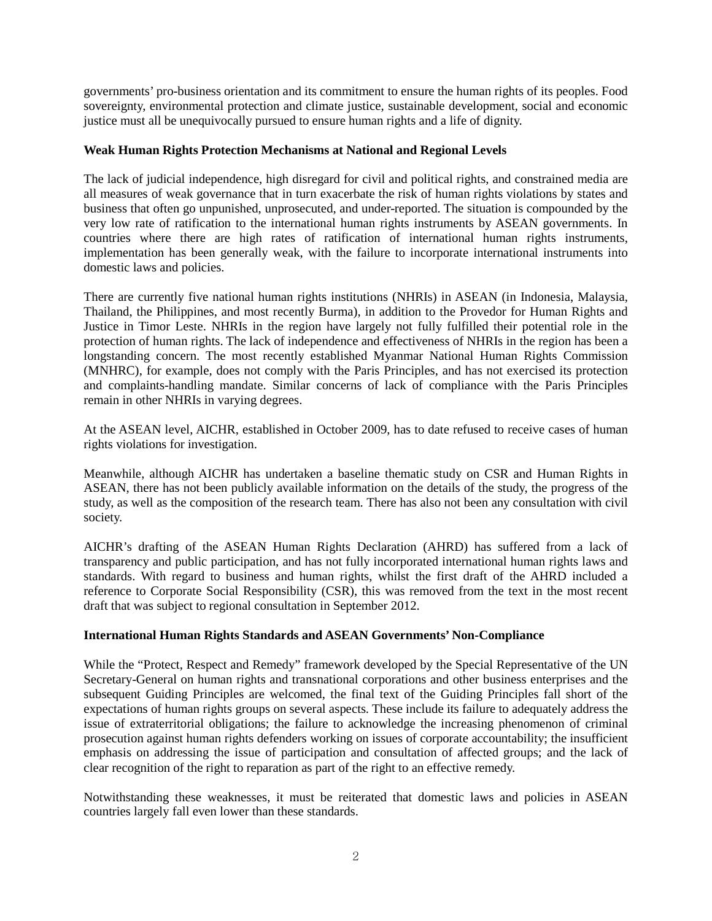governments' pro-business orientation and its commitment to ensure the human rights of its peoples. Food sovereignty, environmental protection and climate justice, sustainable development, social and economic justice must all be unequivocally pursued to ensure human rights and a life of dignity.

**Weak Human Rights Protection Mechanisms at National and Regional Levels**

The lack of judicial independence, high disregard for civil and political rights, and constrained media are all measures of weak governance that in turn exacerbate the risk of human rights violations by states and business that often go unpunished, unprosecuted, and under-reported. The situation is compounded by the very low rate of ratification to the international human rights instruments by ASEAN governments. In countries where there are high rates of ratification of international human rights instruments, implementation has been generally weak, with the failure to incorporate international instruments into domestic laws and policies.

There are currently five national human rights institutions (NHRIs) in ASEAN (in Indonesia, Malaysia, Thailand, the Philippines, and most recently Burma), in addition to the Provedor for Human Rights and Justice in Timor Leste. NHRIs in the region have largely not fully fulfilled their potential role in the protection of human rights. The lack of independence and effectiveness of NHRIs in the region has been a longstanding concern. The most recently established Myanmar National Human Rights Commission (MNHRC), for example, does not comply with the Paris Principles, and has not exercised its protection and complaints-handling mandate. Similar concerns of lack of compliance with the Paris Principles remain in other NHRIs in varying degrees.

At the ASEAN level, AICHR, established in October 2009, has to date refused to receive cases of human rights violations for investigation.

Meanwhile, although AICHR has undertaken a baseline thematic study on CSR and Human Rights in ASEAN, there has not been publicly available information on the details of the study, the progress of the study, as well as the composition of the research team. There has also not been any consultation with civil society.

AICHR's drafting of the ASEAN Human Rights Declaration (AHRD) has suffered from a lack of transparency and public participation, and has not fully incorporated international human rights laws and standards. With regard to business and human rights, whilst the first draft of the AHRD included a reference to Corporate Social Responsibility (CSR), this was removed from the text in the most recent draft that was subject to regional consultation in September 2012.

**International Human Rights Standards and ASEAN Governments' Non-Compliance**

While the "Protect, Respect and Remedy" framework developed by the Special Representative of the UN Secretary-General on human rights and transnational corporations and other business enterprises and the subsequent Guiding Principles are welcomed, the final text of the Guiding Principles fall short of the expectations of human rights groups on several aspects. These include its failure to adequately address the issue of extraterritorial obligations; the failure to acknowledge the increasing phenomenon of criminal prosecution against human rights defenders working on issues of corporate accountability; the insufficient emphasis on addressing the issue of participation and consultation of affected groups; and the lack of clear recognition of the right to reparation as part of the right to an effective remedy.

Notwithstanding these weaknesses, it must be reiterated that domestic laws and policies in ASEAN countries largely fall even lower than these standards.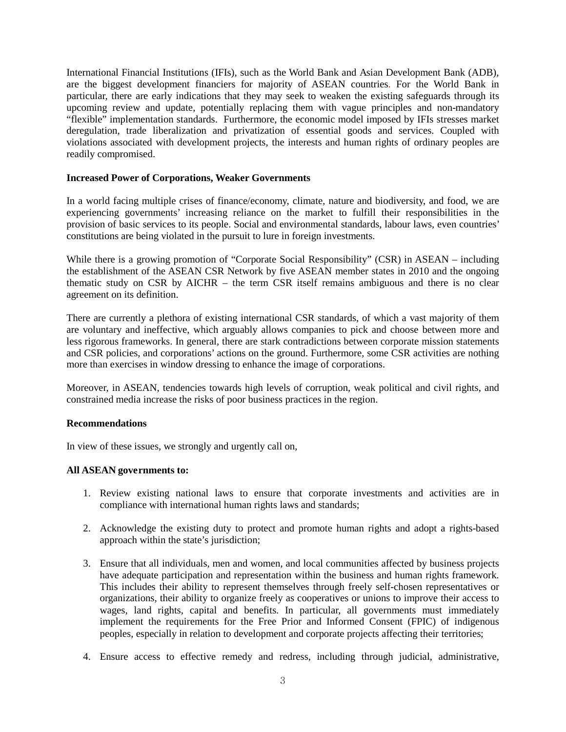International Financial Institutions (IFIs), such as the World Bank and Asian Development Bank (ADB), are the biggest development financiers for majority of ASEAN countries. For the World Bank in particular, there are early indications that they may seek to weaken the existing safeguards through its upcoming review and update, potentially replacing them with vague principles and non-mandatory "flexible" implementation standards. Furthermore, the economic model imposed by IFIs stresses market deregulation, trade liberalization and privatization of essential goods and services. Coupled with violations associated with development projects, the interests and human rights of ordinary peoples are readily compromised.

**Increased Power of Corporations, Weaker Governments**

In a world facing multiple crises of finance/economy, climate, nature and biodiversity, and food, we are experiencing governments' increasing reliance on the market to fulfill their responsibilities in the provision of basic services to its people. Social and environmental standards, labour laws, even countries' constitutions are being violated in the pursuit to lure in foreign investments.

While there is a growing promotion of "Corporate Social Responsibility" (CSR) in ASEAN – including the establishment of the ASEAN CSR Network by five ASEAN member states in 2010 and the ongoing thematic study on CSR by AICHR – the term CSR itself remains ambiguous and there is no clear agreement on its definition.

There are currently a plethora of existing international CSR standards, of which a vast majority of them are voluntary and ineffective, which arguably allows companies to pick and choose between more and less rigorous frameworks. In general, there are stark contradictions between corporate mission statements and CSR policies, and corporations' actions on the ground. Furthermore, some CSR activities are nothing more than exercises in window dressing to enhance the image of corporations.

Moreover, in ASEAN, tendencies towards high levels of corruption, weak political and civil rights, and constrained media increase the risks of poor business practices in the region.

**Recommendations**

In view of these issues, we strongly and urgently call on,

**All ASEAN governments to:**

1. Review existing national laws to ensure that corporate investments and activities are in compliance with international human rights laws and standards;

2. Acknowledge the existing duty to protect and promote human rights and adopt a rights-based approach within the state's jurisdiction;

3. Ensure that all individuals, men and women, and local communities affected by business projects have adequate participation and representation within the business and human rights framework. This includes their ability to represent themselves through freely self-chosen representatives or organizations, their ability to organize freely as cooperatives or unions to improve their access to wages, land rights, capital and benefits. In particular, all governments must immediately implement the requirements for the Free Prior and Informed Consent (FPIC) of indigenous peoples, especially in relation to development and corporate projects affecting their territories;

4. Ensure access to effective remedy and redress, including through judicial, administrative,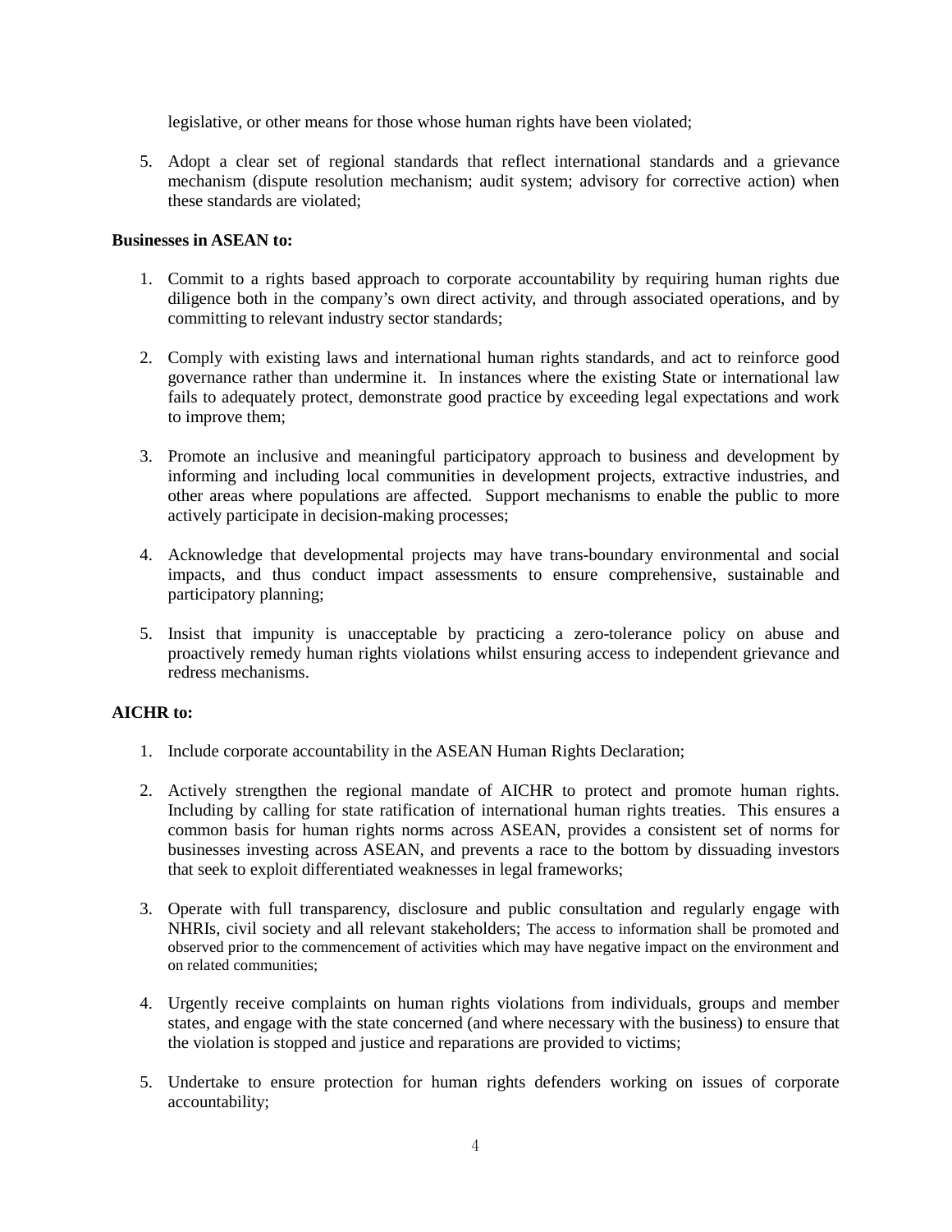legislative, or other means for those whose human rights have been violated;

5. Adopt a clear set of regional standards that reflect international standards and a grievance mechanism (dispute resolution mechanism; audit system; advisory for corrective action) when these standards are violated;

**Businesses in ASEAN to:**

1. Commit to a rights based approach to corporate accountability by requiring human rights due diligence both in the company's own direct activity, and through associated operations, and by committing to relevant industry sector standards;

2. Comply with existing laws and international human rights standards, and act to reinforce good governance rather than undermine it. In instances where the existing State or international law fails to adequately protect, demonstrate good practice by exceeding legal expectations and work to improve them;

3. Promote an inclusive and meaningful participatory approach to business and development by informing and including local communities in development projects, extractive industries, and other areas where populations are affected. Support mechanisms to enable the public to more actively participate in decision-making processes;

4. Acknowledge that developmental projects may have trans-boundary environmental and social impacts, and thus conduct impact assessments to ensure comprehensive, sustainable and participatory planning;

5. Insist that impunity is unacceptable by practicing a zero-tolerance policy on abuse and proactively remedy human rights violations whilst ensuring access to independent grievance and redress mechanisms.

**AICHR to:**

1. Include corporate accountability in the ASEAN Human Rights Declaration;

2. Actively strengthen the regional mandate of AICHR to protect and promote human rights. Including by calling for state ratification of international human rights treaties. This ensures a common basis for human rights norms across ASEAN, provides a consistent set of norms for businesses investing across ASEAN, and prevents a race to the bottom by dissuading investors that seek to exploit differentiated weaknesses in legal frameworks;

3. Operate with full transparency, disclosure and public consultation and regularly engage with NHRIs, civil society and all relevant stakeholders; The access to information shall be promoted and observed prior to the commencement of activities which may have negative impact on the environment and on related communities;

4. Urgently receive complaints on human rights violations from individuals, groups and member states, and engage with the state concerned (and where necessary with the business) to ensure that the violation is stopped and justice and reparations are provided to victims;

5. Undertake to ensure protection for human rights defenders working on issues of corporate accountability;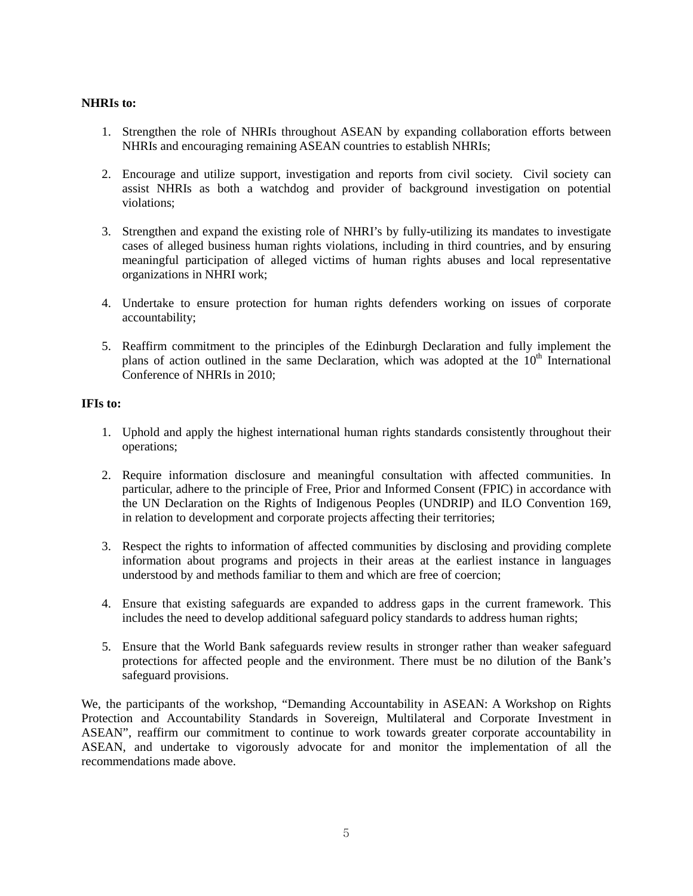**NHRIs to:**

1. Strengthen the role of NHRIs throughout ASEAN by expanding collaboration efforts between NHRIs and encouraging remaining ASEAN countries to establish NHRIs;

2. Encourage and utilize support, investigation and reports from civil society. Civil society can assist NHRIs as both a watchdog and provider of background investigation on potential violations;

3. Strengthen and expand the existing role of NHRI's by fully-utilizing its mandates to investigate cases of alleged business human rights violations, including in third countries, and by ensuring meaningful participation of alleged victims of human rights abuses and local representative organizations in NHRI work;

4. Undertake to ensure protection for human rights defenders working on issues of corporate accountability;

5. Reaffirm commitment to the principles of the Edinburgh Declaration and fully implement the plans of action outlined in the same Declaration, which was adopted at the 10th International Conference of NHRIs in 2010;

**IFIs to:**

1. Uphold and apply the highest international human rights standards consistently throughout their operations;

2. Require information disclosure and meaningful consultation with affected communities. In particular, adhere to the principle of Free, Prior and Informed Consent (FPIC) in accordance with the UN Declaration on the Rights of Indigenous Peoples (UNDRIP) and ILO Convention 169, in relation to development and corporate projects affecting their territories;

3. Respect the rights to information of affected communities by disclosing and providing complete information about programs and projects in their areas at the earliest instance in languages understood by and methods familiar to them and which are free of coercion;

4. Ensure that existing safeguards are expanded to address gaps in the current framework. This includes the need to develop additional safeguard policy standards to address human rights;

5. Ensure that the World Bank safeguards review results in stronger rather than weaker safeguard protections for affected people and the environment. There must be no dilution of the Bank's safeguard provisions.

We, the participants of the workshop, "Demanding Accountability in ASEAN: A Workshop on Rights Protection and Accountability Standards in Sovereign, Multilateral and Corporate Investment in ASEAN", reaffirm our commitment to continue to work towards greater corporate accountability in ASEAN, and undertake to vigorously advocate for and monitor the implementation of all the recommendations made above.